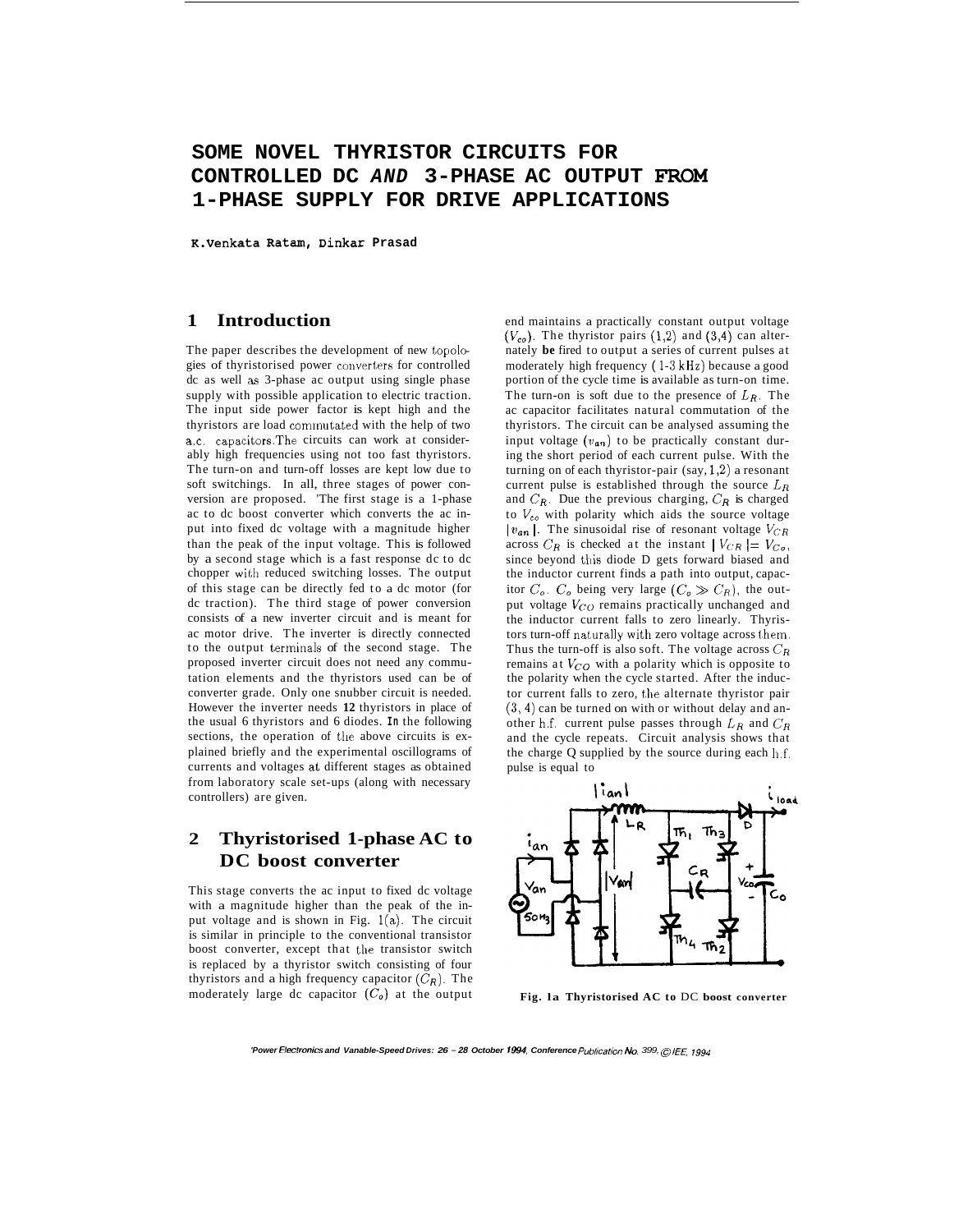# SOME NOVEL THYRISTOR CIRCUITS FOR CONTROLLED DC *AND* 3-PHASE AC OUTPUT FROM 1-PHASE SUPPLY FOR DRIVE APPLICATIONS

K.Venkata Ratam, Dinkar Prasad

## 1 Introduction

The paper describes the development of new topologies of thyristorised power converters for controlled dc as well as 3-phase ac output using single phase supply with possible application to electric traction. The input side power factor is kept high and the thyristors are load commutated with the help of two a.c. capacitors. The circuits can work at considerably high frequencies using not too fast thyristors. The turn-on and turn-off losses are kept low due to soft switchings. In all, three stages of power conversion are proposed. The first stage is a 1-phase ac to dc boost converter which converts the ac input into fixed dc voltage with a magnitude higher than the peak of the input voltage. This is followed by a second stage which is a fast response dc to dc chopper with reduced switching losses. The output of this stage can be directly fed to a dc motor (for dc traction). The third stage of power conversion consists of a new inverter circuit and is meant for ac motor drive. The inverter is directly connected to the output terminals of the second stage. The proposed inverter circuit does not need any commutation elements and the thyristors used can be of converter grade. Only one snubber circuit is needed. However the inverter needs **12** thyristors in place of the usual 6 thyristors and 6 diodes. In the following sections, the operation of the above circuits is explained briefly and the experimental oscillograms of currents and voltages at different stages as obtained from laboratory scale set-ups (along with necessary controllers) are given.

## 2 Thyristorised 1-phase AC to DC boost converter

This stage converts the ac input to fixed dc voltage with a magnitude higher than the peak of the input voltage and is shown in Fig. 1(a). The circuit is similar in principle to the conventional transistor boost converter, except that the transistor switch is replaced by a thyristor switch consisting of four thyristors and a high frequency capacitor ($C_R$). The moderately large dc capacitor ($C_o$) at the output end maintains a practically constant output voltage ($V_{co}$). The thyristor pairs (1,2) and (3,4) can alternately **be** fired to output a series of current pulses at moderately high frequency (1-3 kHz) because a good portion of the cycle time is available as turn-on time. The turn-on is soft due to the presence of $L_R$. The ac capacitor facilitates natural commutation of the thyristors. The circuit can be analysed assuming the input voltage ($v_{an}$) to be practically constant during the short period of each current pulse. With the turning on of each thyristor-pair (say, 1,2) a resonant current pulse is established through the source $L_R$ and $C_R$. Due the previous charging, $C_R$ is charged to $V_{co}$ with polarity which aids the source voltage $|v_{an}|$. The sinusoidal rise of resonant voltage $V_{CR}$ across $C_R$ is checked at the instant $|V_{CR}| = V_{Co}$, since beyond this diode D gets forward biased and the inductor current finds a path into output, capacitor $C_o$. $C_o$ being very large ($C_o \gg C_R$), the output voltage $V_{CO}$ remains practically unchanged and the inductor current falls to zero linearly. Thyristors turn-off naturally with zero voltage across them. Thus the turn-off is also soft. The voltage across $C_R$ remains at $V_{CO}$ with a polarity which is opposite to the polarity when the cycle started. After the inductor current falls to zero, the alternate thyristor pair (3, 4) can be turned on with or without delay and another h.f. current pulse passes through $L_R$ and $C_R$ and the cycle repeats. Circuit analysis shows that the charge Q supplied by the source during each h.f. pulse is equal to

**Fig. 1a Thyristorised AC to** DC **boost converter**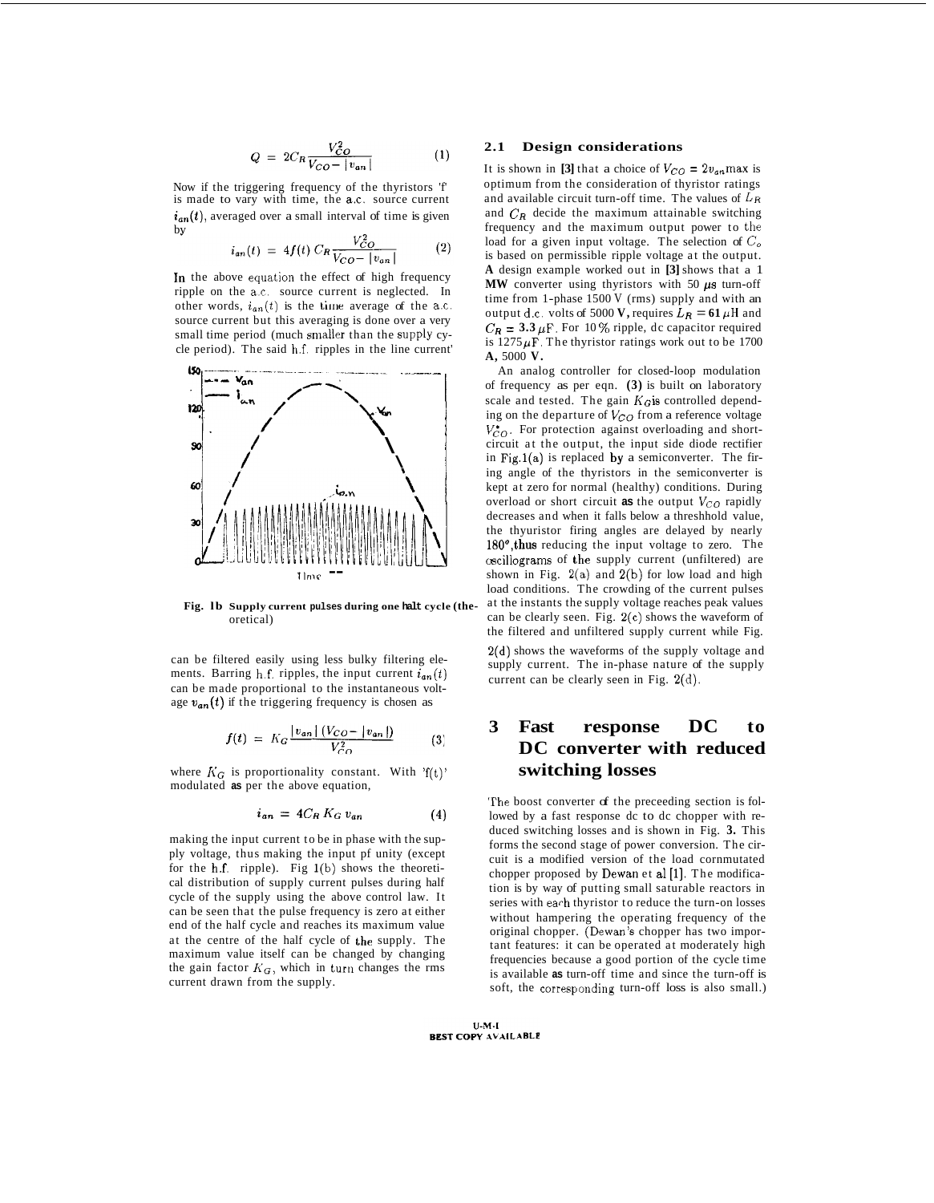$$Q = 2C_R \frac{V_{CO}^2}{V_{CO} - |v_{an}|} \quad (1)$$

Now if the triggering frequency of the thyristors 'f' is made to vary with time, the a.c. source current $i_{an}(t)$, averaged over a small interval of time is given by

$$i_{an}(t) = 4f(t)\, C_R \frac{V_{CO}^2}{V_{CO} - |v_{an}|} \quad (2)$$

In the above equation the effect of high frequency ripple on the a.c. source current is neglected. In other words, $i_{an}(t)$ is the time average of the a.c. source current but this averaging is done over a very small time period (much smaller than the supply cycle period). The said h.f. ripples in the line current can be filtered easily using less bulky filtering elements. Barring h.f. ripples, the input current $i_{an}(t)$ can be made proportional to the instantaneous voltage $v_{an}(t)$ if the triggering frequency is chosen as

**Fig. 1b** Supply current pulses during one half cycle (theoretical)

$$f(t) = K_G \frac{|v_{an}|\,(V_{CO} - |v_{an}|)}{V_{CO}^2} \quad (3)$$

where $K_G$ is proportionality constant. With 'f(t)' modulated as per the above equation,

$$i_{an} = 4C_R\, K_G\, v_{an} \quad (4)$$

making the input current to be in phase with the supply voltage, thus making the input pf unity (except for the h.f. ripple). Fig 1(b) shows the theoretical distribution of supply current pulses during half cycle of the supply using the above control law. It can be seen that the pulse frequency is zero at either end of the half cycle and reaches its maximum value at the centre of the half cycle of the supply. The maximum value itself can be changed by changing the gain factor $K_G$, which in turn changes the rms current drawn from the supply.

### 2.1 Design considerations

It is shown in [3] that a choice of $V_{CO} = 2v_{an}\text{max}$ is optimum from the consideration of thyristor ratings and available circuit turn-off time. The values of $L_R$ and $C_R$ decide the maximum attainable switching frequency and the maximum output power to the load for a given input voltage. The selection of $C_o$ is based on permissible ripple voltage at the output. A design example worked out in [3] shows that a 1 MW converter using thyristors with 50 $\mu s$ turn-off time from 1-phase 1500 V (rms) supply and with an output d.c. volts of 5000 V, requires $L_R = 61\,\mu$H and $C_R = 3.3\,\mu$F. For 10% ripple, dc capacitor required is 1275$\mu$F. The thyristor ratings work out to be 1700 A, 5000 V.

An analog controller for closed-loop modulation of frequency as per eqn. (3) is built on laboratory scale and tested. The gain $K_G$ is controlled depending on the departure of $V_{CO}$ from a reference voltage $V_{CO}^*$. For protection against overloading and short-circuit at the output, the input side diode rectifier in Fig.1(a) is replaced by a semiconverter. The firing angle of the thyristors in the semiconverter is kept at zero for normal (healthy) conditions. During overload or short circuit as the output $V_{CO}$ rapidly decreases and when it falls below a threshhold value, the thyuristor firing angles are delayed by nearly 180°, thus reducing the input voltage to zero. The oscillograms of the supply current (unfiltered) are shown in Fig. 2(a) and 2(b) for low load and high load conditions. The crowding of the current pulses at the instants the supply voltage reaches peak values can be clearly seen. Fig. 2(c) shows the waveform of the filtered and unfiltered supply current while Fig. 2(d) shows the waveforms of the supply voltage and supply current. The in-phase nature of the supply current can be clearly seen in Fig. 2(d).

## 3 Fast response DC to DC converter with reduced switching losses

The boost converter of the preceeding section is followed by a fast response dc to dc chopper with reduced switching losses and is shown in Fig. 3. This forms the second stage of power conversion. The circuit is a modified version of the load cornmutated chopper proposed by Dewan et al [1]. The modification is by way of putting small saturable reactors in series with each thyristor to reduce the turn-on losses without hampering the operating frequency of the original chopper. (Dewan's chopper has two important features: it can be operated at moderately high frequencies because a good portion of the cycle time is available as turn-off time and since the turn-off is soft, the corresponding turn-off loss is also small.)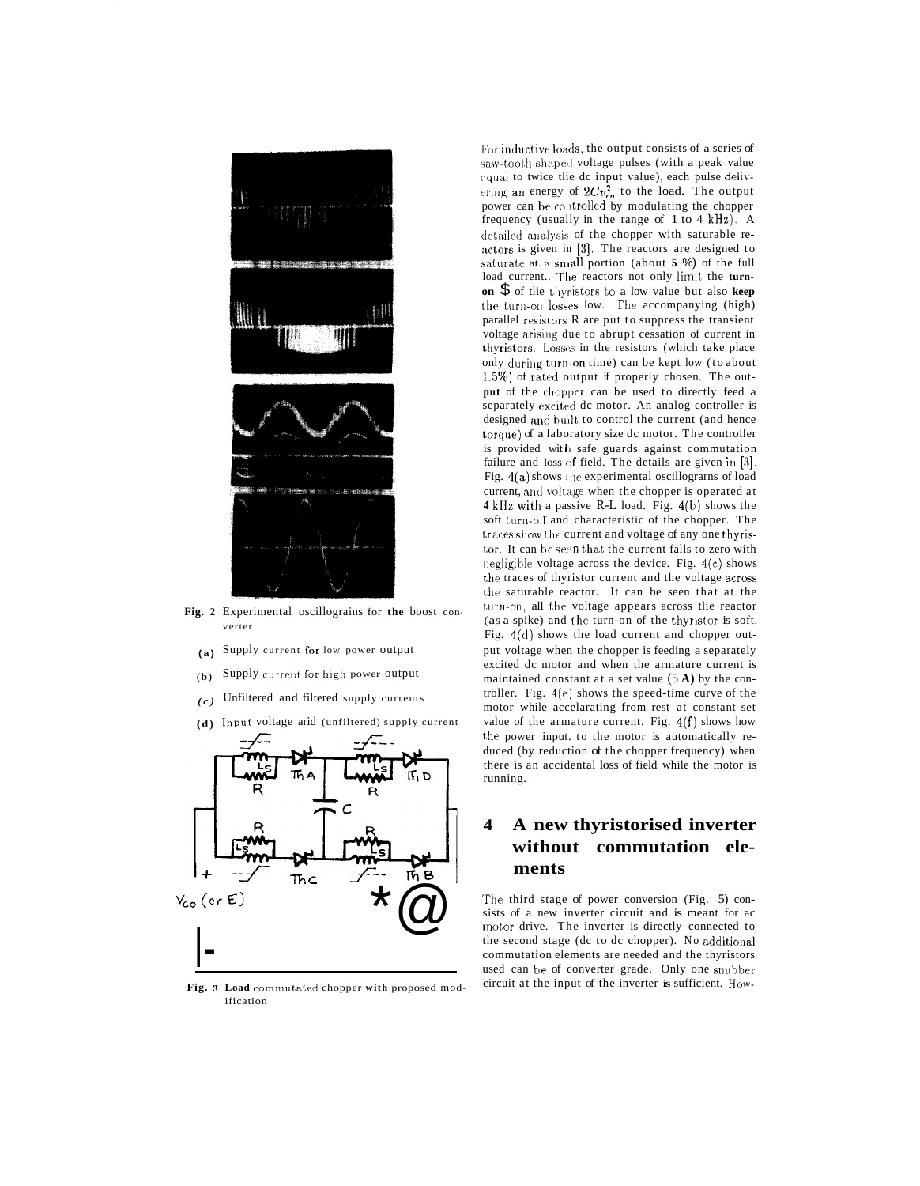Fig. 2 Experimental oscillograms for the boost converter

(a) Supply current for low power output

(b) Supply current for high power output

(c) Unfiltered and filtered supply currents

(d) Input voltage and (unfiltered) supply current

Fig. 3 Load commutated chopper with proposed modification

For inductive loads, the output consists of a series of saw-tooth shaped voltage pulses (with a peak value equal to twice the dc input value), each pulse delivering an energy of $2Cv_{co}^2$ to the load. The output power can be controlled by modulating the chopper frequency (usually in the range of 1 to 4 kHz). A detailed analysis of the chopper with saturable reactors is given in [3]. The reactors are designed to saturate at a small portion (about 5 %) of the full load current.. The reactors not only limit the turn-on $ of the thyristors to a low value but also keep the turn-on losses low. The accompanying (high) parallel resistors R are put to suppress the transient voltage arising due to abrupt cessation of current in thyristors. Losses in the resistors (which take place only during turn-on time) can be kept low (to about 1.5%) of rated output if properly chosen. The output of the chopper can be used to directly feed a separately excited dc motor. An analog controller is designed and built to control the current (and hence torque) of a laboratory size dc motor. The controller is provided with safe guards against commutation failure and loss of field. The details are given in [3]. Fig. 4(a) shows the experimental oscillograms of load current, and voltage when the chopper is operated at 4 kHz with a passive R-L load. Fig. 4(b) shows the soft turn-off and characteristic of the chopper. The traces show the current and voltage of any one thyristor. It can be seen that the current falls to zero with negligible voltage across the device. Fig. 4(c) shows the traces of thyristor current and the voltage across the saturable reactor. It can be seen that at the turn-on, all the voltage appears across the reactor (as a spike) and the turn-on of the thyristor is soft. Fig. 4(d) shows the load current and chopper output voltage when the chopper is feeding a separately excited dc motor and when the armature current is maintained constant at a set value (5 A) by the controller. Fig. 4(e) shows the speed-time curve of the motor while accelarating from rest at constant set value of the armature current. Fig. 4(f) shows how the power input. to the motor is automatically reduced (by reduction of the chopper frequency) when there is an accidental loss of field while the motor is running.

## 4 A new thyristorised inverter without commutation elements

The third stage of power conversion (Fig. 5) consists of a new inverter circuit and is meant for ac motor drive. The inverter is directly connected to the second stage (dc to dc chopper). No additional commutation elements are needed and the thyristors used can be of converter grade. Only one snubber circuit at the input of the inverter is sufficient. How-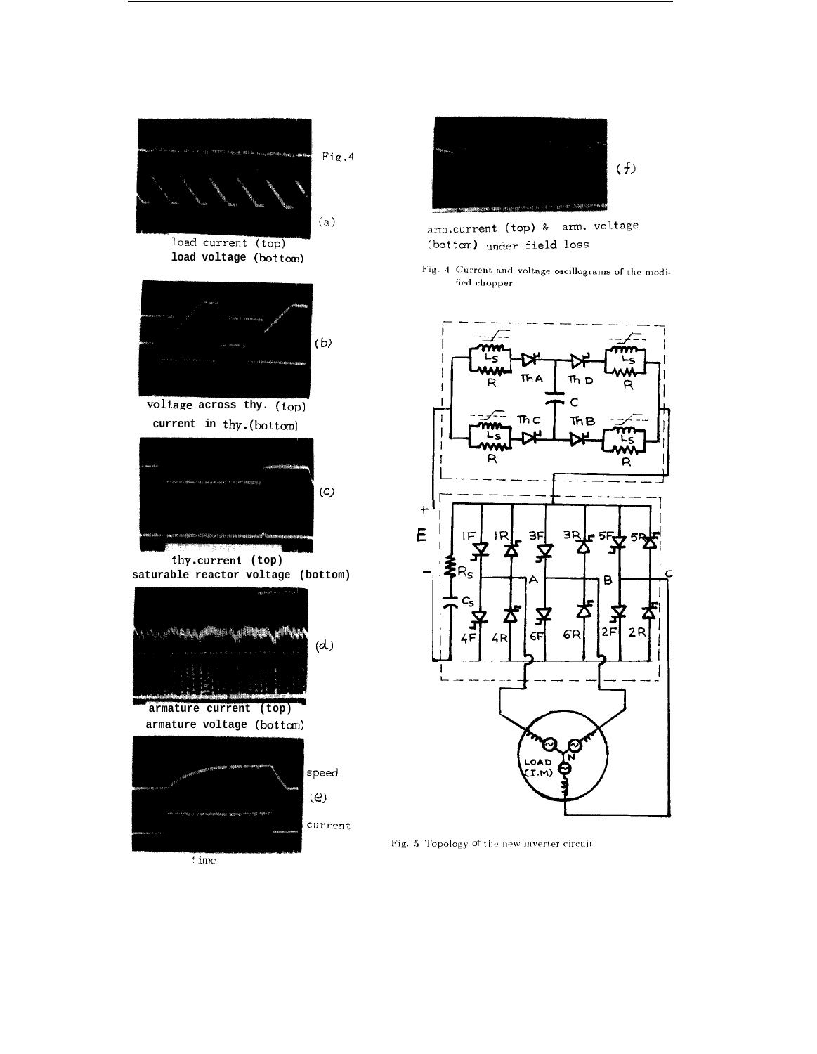Fig.4

(a) load current (top) load voltage (bottom)

(b) voltage across thy. (top) current in thy. (bottom)

(c) thy. current (top) saturable reactor voltage (bottom)

(d) armature current (top) armature voltage (bottom)

(e) speed, current, time

(f) arm. current (top) & arm. voltage (bottom) under field loss

Fig. 4 Current and voltage oscillograms of the modified chopper

Fig. 5 Topology of the new inverter circuit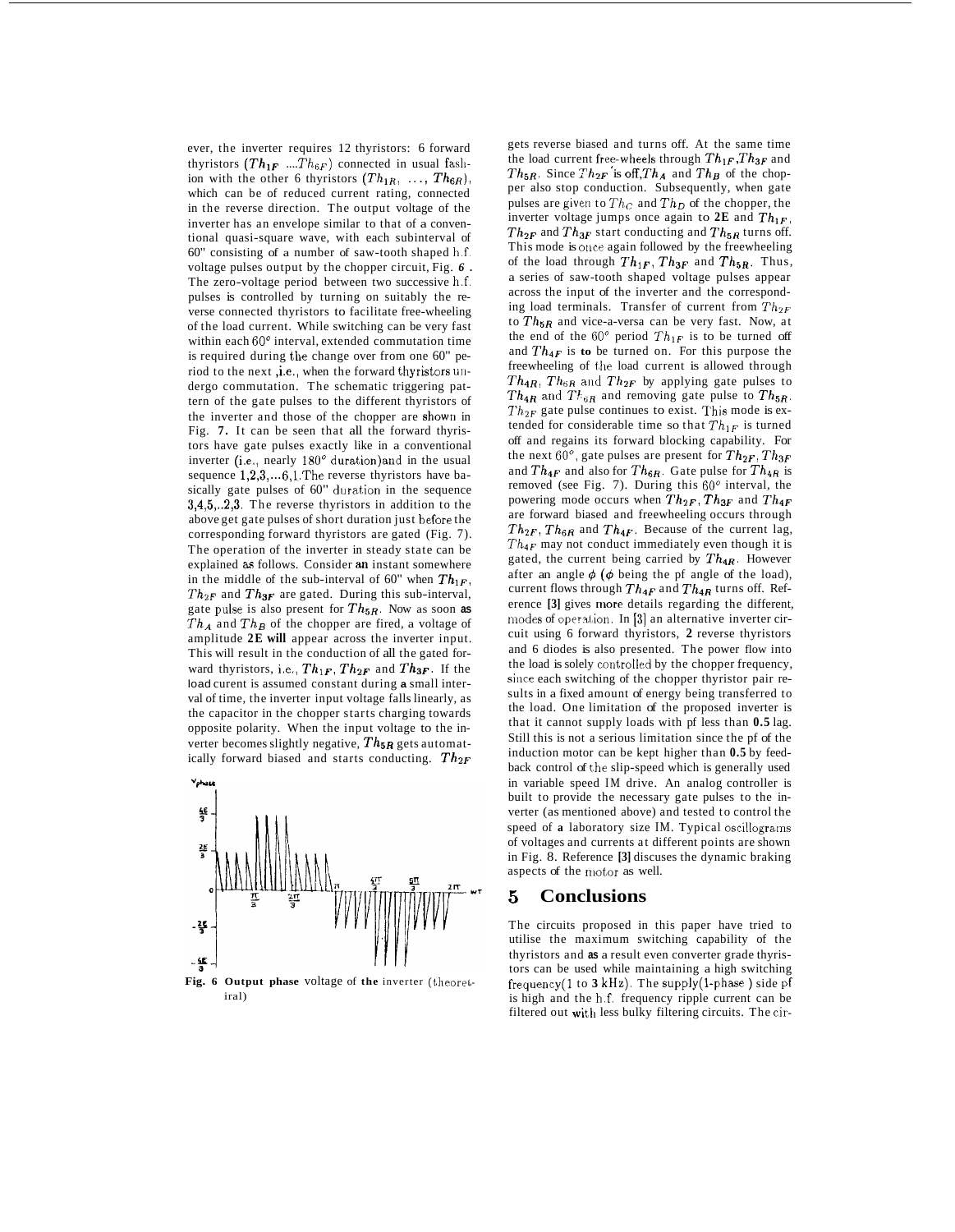ever, the inverter requires 12 thyristors: 6 forward thyristors ($Th_{1F}$ ....$Th_{6F}$) connected in usual fashion with the other 6 thyristors ($Th_{1R}$, ..., $Th_{6R}$), which can be of reduced current rating, connected in the reverse direction. The output voltage of the inverter has an envelope similar to that of a conventional quasi-square wave, with each subinterval of 60° consisting of a number of saw-tooth shaped h.f. voltage pulses output by the chopper circuit, Fig. 6. The zero-voltage period between two successive h.f. pulses is controlled by turning on suitably the reverse connected thyristors to facilitate free-wheeling of the load current. While switching can be very fast within each 60° interval, extended commutation time is required during the change over from one 60° period to the next, i.e., when the forward thyristors undergo commutation. The schematic triggering pattern of the gate pulses to the different thyristors of the inverter and those of the chopper are shown in Fig. 7. It can be seen that all the forward thyristors have gate pulses exactly like in a conventional inverter (i.e., nearly 180° duration) and in the usual sequence 1,2,3,...6,1. The reverse thyristors have basically gate pulses of 60° duration in the sequence 3,4,5,..2,3. The reverse thyristors in addition to the above get gate pulses of short duration just before the corresponding forward thyristors are gated (Fig. 7). The operation of the inverter in steady state can be explained as follows. Consider an instant somewhere in the middle of the sub-interval of 60° when $Th_{1F}$, $Th_{2F}$ and $Th_{3F}$ are gated. During this sub-interval, gate pulse is also present for $Th_{5R}$. Now as soon as $Th_A$ and $Th_B$ of the chopper are fired, a voltage of amplitude **2E will** appear across the inverter input. This will result in the conduction of all the gated forward thyristors, i.e., $Th_{1F}$, $Th_{2F}$ and $Th_{3F}$. If the load curent is assumed constant during a small interval of time, the inverter input voltage falls linearly, as the capacitor in the chopper starts charging towards opposite polarity. When the input voltage to the inverter becomes slightly negative, $Th_{5R}$ gets automatically forward biased and starts conducting. $Th_{2F}$ gets reverse biased and turns off. At the same time the load current free-wheels through $Th_{1F}$, $Th_{3F}$ and $Th_{5R}$. Since $Th_{2F}$ is off, $Th_A$ and $Th_B$ of the chopper also stop conduction. Subsequently, when gate pulses are given to $Th_C$ and $Th_D$ of the chopper, the inverter voltage jumps once again to **2E** and $Th_{1F}$, $Th_{2F}$ and $Th_{3F}$ start conducting and $Th_{5R}$ turns off. This mode is once again followed by the freewheeling of the load through $Th_{1F}$, $Th_{3F}$ and $Th_{5R}$. Thus, a series of saw-tooth shaped voltage pulses appear across the input of the inverter and the corresponding load terminals. Transfer of current from $Th_{2F}$ to $Th_{5R}$ and vice-a-versa can be very fast. Now, at the end of the 60° period $Th_{1F}$ is to be turned off and $Th_{4F}$ is to be turned on. For this purpose the freewheeling of the load current is allowed through $Th_{4R}$, $Th_{6R}$ and $Th_{2F}$ by applying gate pulses to $Th_{4R}$ and $Th_{6R}$ and removing gate pulse to $Th_{5R}$. $Th_{2F}$ gate pulse continues to exist. This mode is extended for considerable time so that $Th_{1F}$ is turned off and regains its forward blocking capability. For the next 60°, gate pulses are present for $Th_{2F}$, $Th_{3F}$ and $Th_{4F}$ and also for $Th_{6R}$. Gate pulse for $Th_{4R}$ is removed (see Fig. 7). During this 60° interval, the powering mode occurs when $Th_{2F}$, $Th_{3F}$ and $Th_{4F}$ are forward biased and freewheeling occurs through $Th_{2F}$, $Th_{6R}$ and $Th_{4F}$. Because of the current lag, $Th_{4F}$ may not conduct immediately even though it is gated, the current being carried by $Th_{4R}$. However after an angle $\phi$ ($\phi$ being the pf angle of the load), current flows through $Th_{4F}$ and $Th_{4R}$ turns off. Reference [3] gives more details regarding the different, modes of operation. In [3] an alternative inverter circuit using 6 forward thyristors, 2 reverse thyristors and 6 diodes is also presented. The power flow into the load is solely controlled by the chopper frequency, since each switching of the chopper thyristor pair results in a fixed amount of energy being transferred to the load. One limitation of the proposed inverter is that it cannot supply loads with pf less than **0.5** lag. Still this is not a serious limitation since the pf of the induction motor can be kept higher than **0.5** by feedback control of the slip-speed which is generally used in variable speed IM drive. An analog controller is built to provide the necessary gate pulses to the inverter (as mentioned above) and tested to control the speed of a laboratory size IM. Typical oscillograms of voltages and currents at different points are shown in Fig. 8. Reference [3] discuses the dynamic braking aspects of the motor as well.

**Fig. 6 Output phase voltage of the inverter (theoretical)**

## 5 Conclusions

The circuits proposed in this paper have tried to utilise the maximum switching capability of the thyristors and as a result even converter grade thyristors can be used while maintaining a high switching frequency(1 to 3 kHz). The supply(1-phase ) side pf is high and the h.f. frequency ripple current can be filtered out with less bulky filtering circuits. The cir-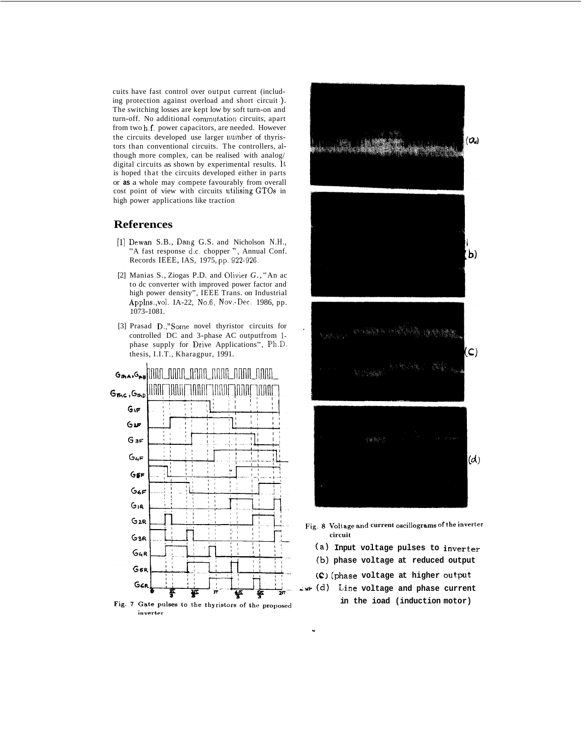cuits have fast control over output current (including protection against overload and short circuit ). The switching losses are kept low by soft turn-on and turn-off. No additional commutation circuits, apart from two h.f. power capacitors, are needed. However the circuits developed use larger number of thyristors than conventional circuits. The controllers, although more complex, can be realised with analog/ digital circuits as shown by experimental results. It is hoped that the circuits developed either in parts or as a whole may compete favourably from overall cost point of view with circuits utilising GTOs in high power applications like traction

## References

[1] Dewan S.B., Dang G.S. and Nicholson N.H., "A fast response d.c. chopper ", Annual Conf. Records IEEE, IAS, 1975, pp. 922-926.

[2] Manias S., Ziogas P.D. and Olivier G., "An ac to dc converter with improved power factor and high power density", IEEE Trans. on Industrial Applns.,vol. IA-22, No.6, Nov.-Dec. 1986, pp. 1073-1081.

[3] Prasad D.,"Some novel thyristor circuits for controlled DC and 3-phase AC outputfrom 1-phase supply for Drive Applications", Ph.D. thesis, I.I.T., Kharagpur, 1991.

$G_{ThA}, G_{ThB}$

$G_{ThC}, G_{ThD}$

$G_{1F}$

$G_{2F}$

$G_{3F}$

$G_{4F}$

$G_{5F}$

$G_{6F}$

$G_{1R}$

$G_{2R}$

$G_{3R}$

$G_{4R}$

$G_{5R}$

$G_{6R}$

0 $\frac{\pi}{3}$ $\frac{2\pi}{3}$ $\pi$ $\frac{4\pi}{3}$ $\frac{5\pi}{3}$ $2\pi$

Fig. 7 Gate pulses to the thyristors of the proposed inverter

(a)

(b)

(c)

(d)

Fig. 8 Voltage and current oscillograms of the inverter circuit

(a) Input voltage pulses to inverter

(b) phase voltage at reduced output

(c) phase voltage at higher output

(d) Line voltage and phase current in the load (induction motor)